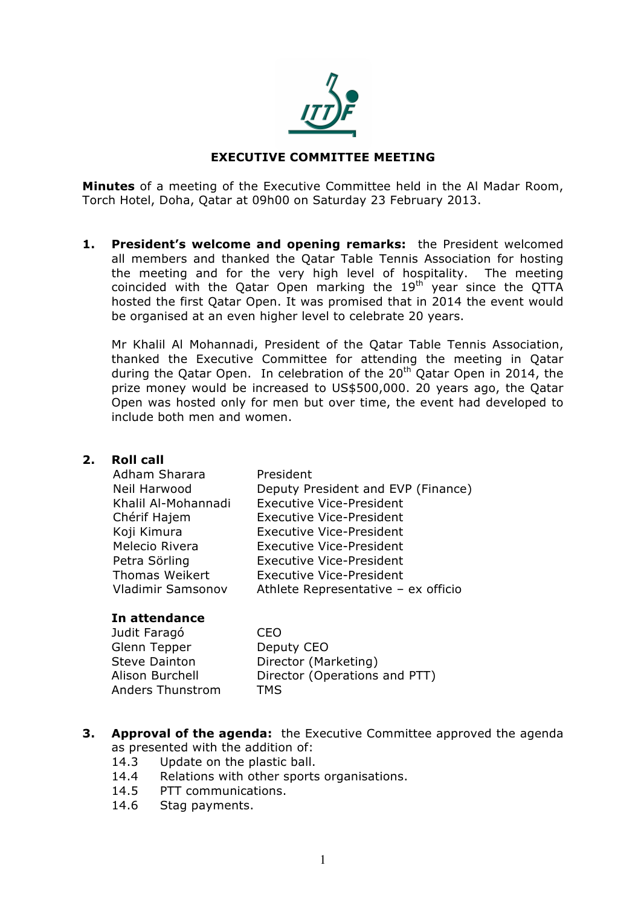# EXECUTIVE COMMITTEE MEETING

**Minutes** of a meeting of the Executive Committee held in the Al Madar Room, Torch Hotel, Doha, Qatar at 09h00 on Saturday 23 February 2013.

**1. President's welcome and opening remarks:** the President welcomed all members and thanked the Qatar Table Tennis Association for hosting the meeting and for the very high level of hospitality. The meeting coincided with the Qatar Open marking the 19th year since the QTTA hosted the first Qatar Open. It was promised that in 2014 the event would be organised at an even higher level to celebrate 20 years.

Mr Khalil Al Mohannadi, President of the Qatar Table Tennis Association, thanked the Executive Committee for attending the meeting in Qatar during the Qatar Open. In celebration of the 20th Qatar Open in 2014, the prize money would be increased to US$500,000. 20 years ago, the Qatar Open was hosted only for men but over time, the event had developed to include both men and women.

**2. Roll call**

| | |
|---|---|
| Adham Sharara | President |
| Neil Harwood | Deputy President and EVP (Finance) |
| Khalil Al-Mohannadi | Executive Vice-President |
| Chérif Hajem | Executive Vice-President |
| Koji Kimura | Executive Vice-President |
| Melecio Rivera | Executive Vice-President |
| Petra Sörling | Executive Vice-President |
| Thomas Weikert | Executive Vice-President |
| Vladimir Samsonov | Athlete Representative – ex officio |

**In attendance**

| | |
|---|---|
| Judit Faragó | CEO |
| Glenn Tepper | Deputy CEO |
| Steve Dainton | Director (Marketing) |
| Alison Burchell | Director (Operations and PTT) |
| Anders Thunstrom | TMS |

**3. Approval of the agenda:** the Executive Committee approved the agenda as presented with the addition of:

- 14.3 Update on the plastic ball.
- 14.4 Relations with other sports organisations.
- 14.5 PTT communications.
- 14.6 Stag payments.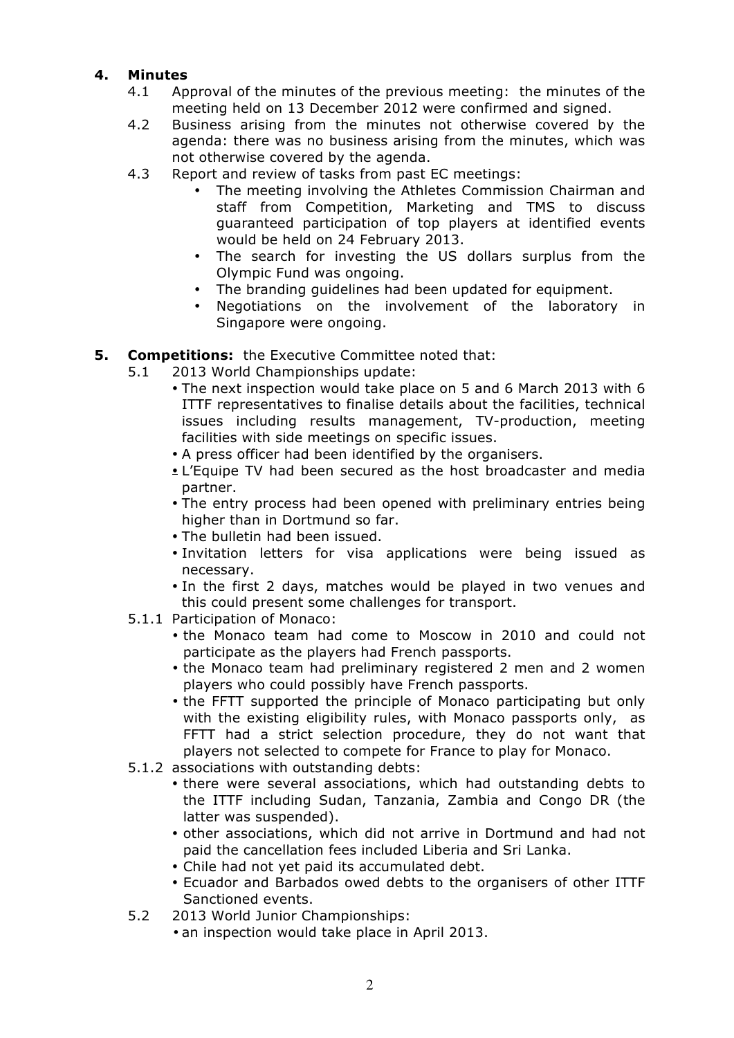## 4. Minutes

4.1 Approval of the minutes of the previous meeting: the minutes of the meeting held on 13 December 2012 were confirmed and signed.

4.2 Business arising from the minutes not otherwise covered by the agenda: there was no business arising from the minutes, which was not otherwise covered by the agenda.

4.3 Report and review of tasks from past EC meetings:

- The meeting involving the Athletes Commission Chairman and staff from Competition, Marketing and TMS to discuss guaranteed participation of top players at identified events would be held on 24 February 2013.
- The search for investing the US dollars surplus from the Olympic Fund was ongoing.
- The branding guidelines had been updated for equipment.
- Negotiations on the involvement of the laboratory in Singapore were ongoing.

## 5. Competitions: the Executive Committee noted that:

5.1 2013 World Championships update:

- The next inspection would take place on 5 and 6 March 2013 with 6 ITTF representatives to finalise details about the facilities, technical issues including results management, TV-production, meeting facilities with side meetings on specific issues.
- A press officer had been identified by the organisers.
- L'Equipe TV had been secured as the host broadcaster and media partner.
- The entry process had been opened with preliminary entries being higher than in Dortmund so far.
- The bulletin had been issued.
- Invitation letters for visa applications were being issued as necessary.
- In the first 2 days, matches would be played in two venues and this could present some challenges for transport.

5.1.1 Participation of Monaco:

- the Monaco team had come to Moscow in 2010 and could not participate as the players had French passports.
- the Monaco team had preliminary registered 2 men and 2 women players who could possibly have French passports.
- the FFTT supported the principle of Monaco participating but only with the existing eligibility rules, with Monaco passports only, as FFTT had a strict selection procedure, they do not want that players not selected to compete for France to play for Monaco.

5.1.2 associations with outstanding debts:

- there were several associations, which had outstanding debts to the ITTF including Sudan, Tanzania, Zambia and Congo DR (the latter was suspended).
- other associations, which did not arrive in Dortmund and had not paid the cancellation fees included Liberia and Sri Lanka.
- Chile had not yet paid its accumulated debt.
- Ecuador and Barbados owed debts to the organisers of other ITTF Sanctioned events.

5.2 2013 World Junior Championships:

- an inspection would take place in April 2013.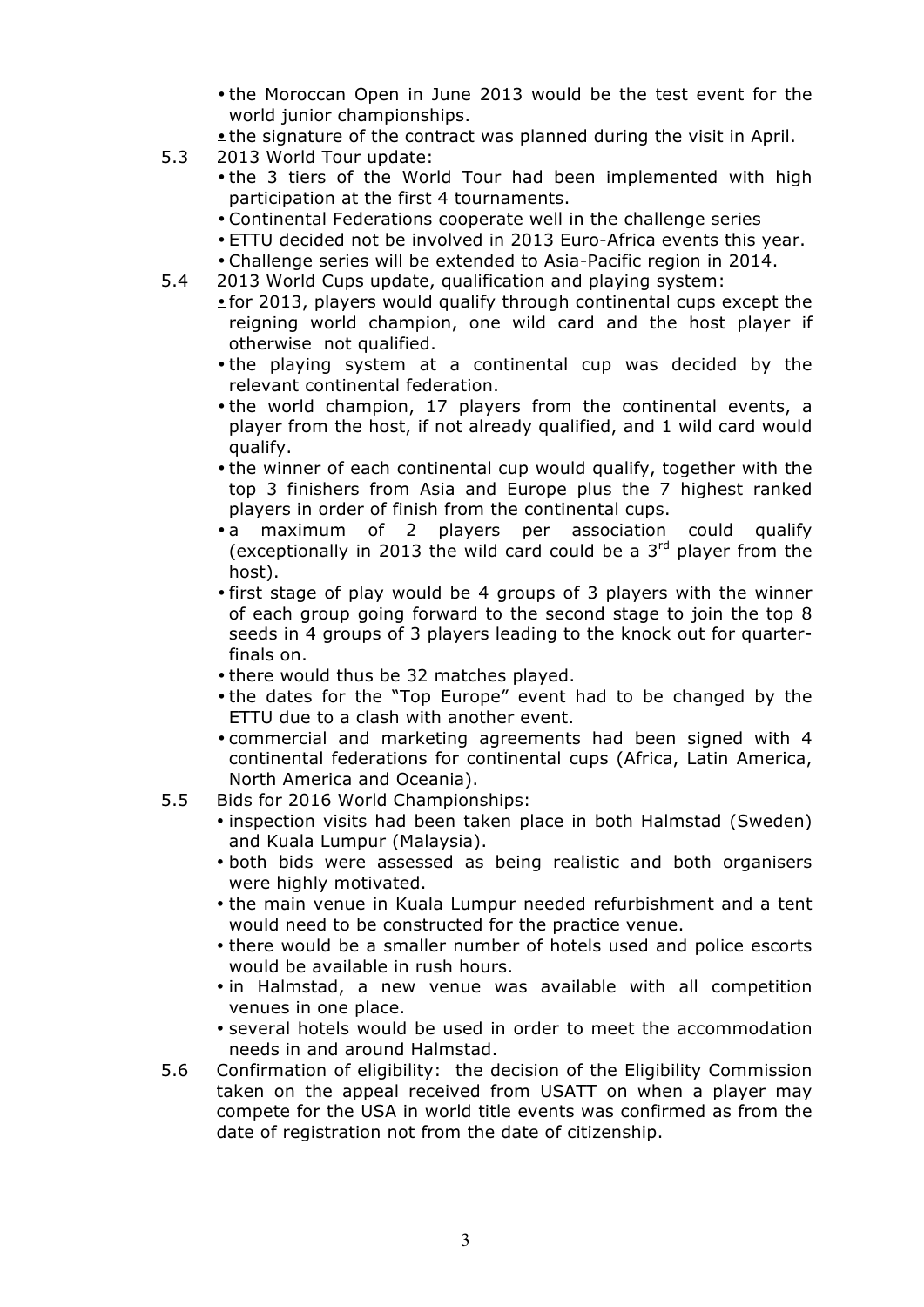- the Moroccan Open in June 2013 would be the test event for the world junior championships.
- the signature of the contract was planned during the visit in April.

5.3 2013 World Tour update:

- the 3 tiers of the World Tour had been implemented with high participation at the first 4 tournaments.
- Continental Federations cooperate well in the challenge series
- ETTU decided not be involved in 2013 Euro-Africa events this year.
- Challenge series will be extended to Asia-Pacific region in 2014.

5.4 2013 World Cups update, qualification and playing system:

- for 2013, players would qualify through continental cups except the reigning world champion, one wild card and the host player if otherwise not qualified.
- the playing system at a continental cup was decided by the relevant continental federation.
- the world champion, 17 players from the continental events, a player from the host, if not already qualified, and 1 wild card would qualify.
- the winner of each continental cup would qualify, together with the top 3 finishers from Asia and Europe plus the 7 highest ranked players in order of finish from the continental cups.
- a maximum of 2 players per association could qualify (exceptionally in 2013 the wild card could be a 3rd player from the host).
- first stage of play would be 4 groups of 3 players with the winner of each group going forward to the second stage to join the top 8 seeds in 4 groups of 3 players leading to the knock out for quarter-finals on.
- there would thus be 32 matches played.
- the dates for the "Top Europe" event had to be changed by the ETTU due to a clash with another event.
- commercial and marketing agreements had been signed with 4 continental federations for continental cups (Africa, Latin America, North America and Oceania).

5.5 Bids for 2016 World Championships:

- inspection visits had been taken place in both Halmstad (Sweden) and Kuala Lumpur (Malaysia).
- both bids were assessed as being realistic and both organisers were highly motivated.
- the main venue in Kuala Lumpur needed refurbishment and a tent would need to be constructed for the practice venue.
- there would be a smaller number of hotels used and police escorts would be available in rush hours.
- in Halmstad, a new venue was available with all competition venues in one place.
- several hotels would be used in order to meet the accommodation needs in and around Halmstad.

5.6 Confirmation of eligibility: the decision of the Eligibility Commission taken on the appeal received from USATT on when a player may compete for the USA in world title events was confirmed as from the date of registration not from the date of citizenship.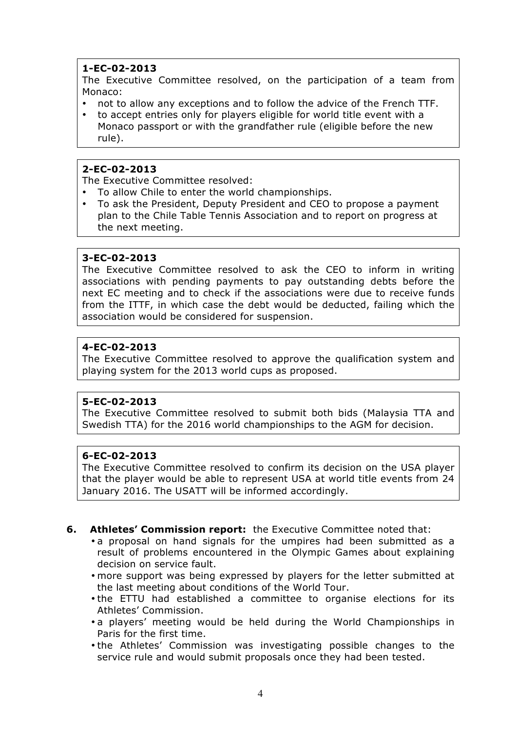**1-EC-02-2013**
The Executive Committee resolved, on the participation of a team from Monaco:

- not to allow any exceptions and to follow the advice of the French TTF.
- to accept entries only for players eligible for world title event with a Monaco passport or with the grandfather rule (eligible before the new rule).

**2-EC-02-2013**
The Executive Committee resolved:

- To allow Chile to enter the world championships.
- To ask the President, Deputy President and CEO to propose a payment plan to the Chile Table Tennis Association and to report on progress at the next meeting.

**3-EC-02-2013**
The Executive Committee resolved to ask the CEO to inform in writing associations with pending payments to pay outstanding debts before the next EC meeting and to check if the associations were due to receive funds from the ITTF, in which case the debt would be deducted, failing which the association would be considered for suspension.

**4-EC-02-2013**
The Executive Committee resolved to approve the qualification system and playing system for the 2013 world cups as proposed.

**5-EC-02-2013**
The Executive Committee resolved to submit both bids (Malaysia TTA and Swedish TTA) for the 2016 world championships to the AGM for decision.

**6-EC-02-2013**
The Executive Committee resolved to confirm its decision on the USA player that the player would be able to represent USA at world title events from 24 January 2016. The USATT will be informed accordingly.

**6. Athletes' Commission report:** the Executive Committee noted that:

- a proposal on hand signals for the umpires had been submitted as a result of problems encountered in the Olympic Games about explaining decision on service fault.
- more support was being expressed by players for the letter submitted at the last meeting about conditions of the World Tour.
- the ETTU had established a committee to organise elections for its Athletes' Commission.
- a players' meeting would be held during the World Championships in Paris for the first time.
- the Athletes' Commission was investigating possible changes to the service rule and would submit proposals once they had been tested.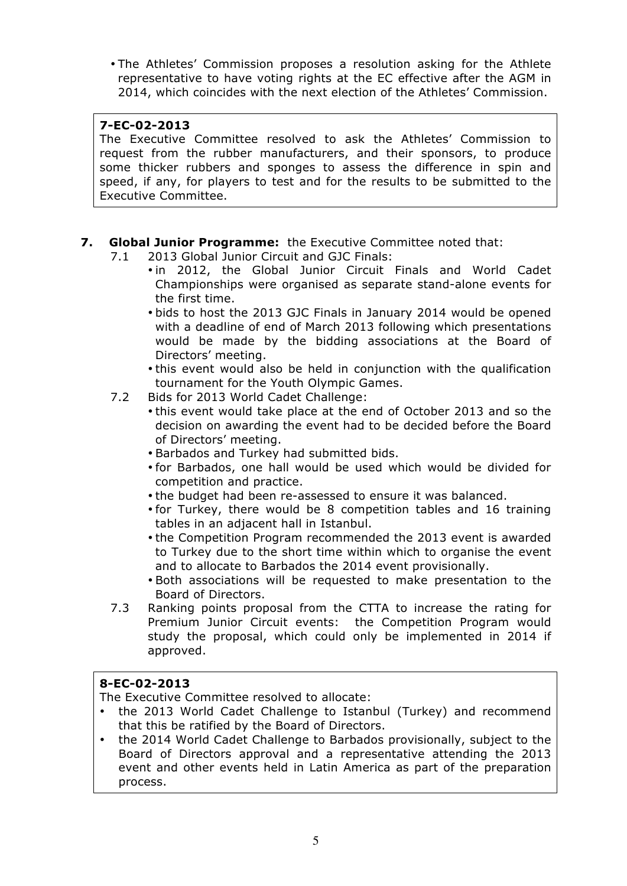- The Athletes' Commission proposes a resolution asking for the Athlete representative to have voting rights at the EC effective after the AGM in 2014, which coincides with the next election of the Athletes' Commission.

> **7-EC-02-2013**
> The Executive Committee resolved to ask the Athletes' Commission to request from the rubber manufacturers, and their sponsors, to produce some thicker rubbers and sponges to assess the difference in spin and speed, if any, for players to test and for the results to be submitted to the Executive Committee.

**7. Global Junior Programme:** the Executive Committee noted that:

7.1 2013 Global Junior Circuit and GJC Finals:
- in 2012, the Global Junior Circuit Finals and World Cadet Championships were organised as separate stand-alone events for the first time.
- bids to host the 2013 GJC Finals in January 2014 would be opened with a deadline of end of March 2013 following which presentations would be made by the bidding associations at the Board of Directors' meeting.
- this event would also be held in conjunction with the qualification tournament for the Youth Olympic Games.

7.2 Bids for 2013 World Cadet Challenge:
- this event would take place at the end of October 2013 and so the decision on awarding the event had to be decided before the Board of Directors' meeting.
- Barbados and Turkey had submitted bids.
- for Barbados, one hall would be used which would be divided for competition and practice.
- the budget had been re-assessed to ensure it was balanced.
- for Turkey, there would be 8 competition tables and 16 training tables in an adjacent hall in Istanbul.
- the Competition Program recommended the 2013 event is awarded to Turkey due to the short time within which to organise the event and to allocate to Barbados the 2014 event provisionally.
- Both associations will be requested to make presentation to the Board of Directors.

7.3 Ranking points proposal from the CTTA to increase the rating for Premium Junior Circuit events: the Competition Program would study the proposal, which could only be implemented in 2014 if approved.

> **8-EC-02-2013**
> The Executive Committee resolved to allocate:
> - the 2013 World Cadet Challenge to Istanbul (Turkey) and recommend that this be ratified by the Board of Directors.
> - the 2014 World Cadet Challenge to Barbados provisionally, subject to the Board of Directors approval and a representative attending the 2013 event and other events held in Latin America as part of the preparation process.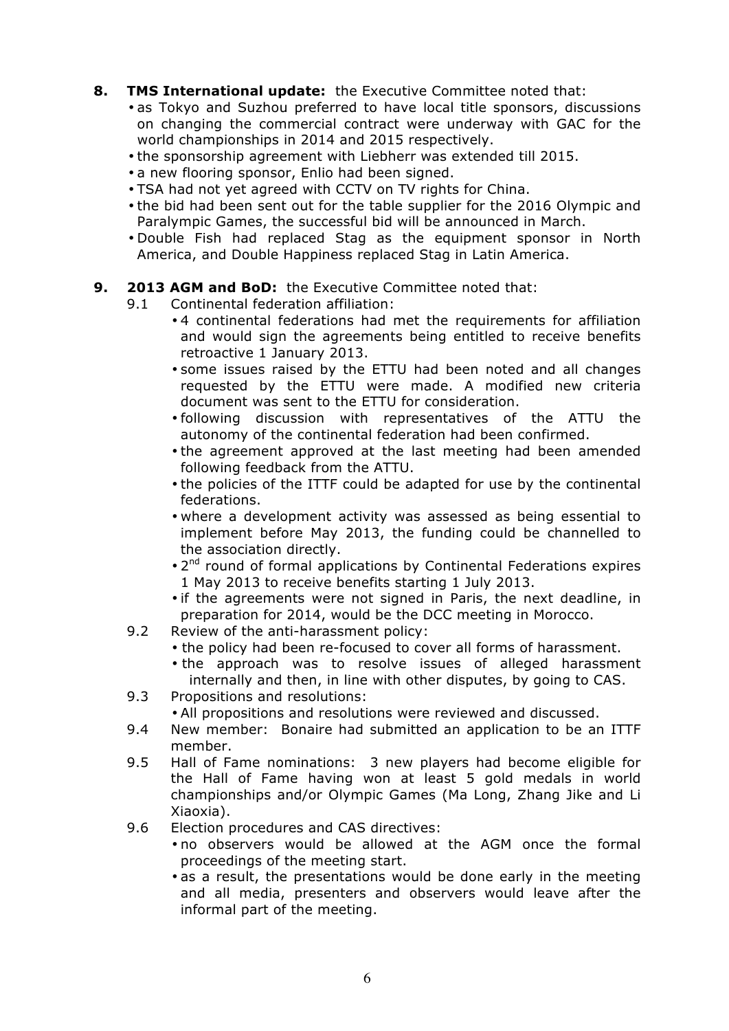**8. TMS International update:** the Executive Committee noted that:

- as Tokyo and Suzhou preferred to have local title sponsors, discussions on changing the commercial contract were underway with GAC for the world championships in 2014 and 2015 respectively.
- the sponsorship agreement with Liebherr was extended till 2015.
- a new flooring sponsor, Enlio had been signed.
- TSA had not yet agreed with CCTV on TV rights for China.
- the bid had been sent out for the table supplier for the 2016 Olympic and Paralympic Games, the successful bid will be announced in March.
- Double Fish had replaced Stag as the equipment sponsor in North America, and Double Happiness replaced Stag in Latin America.

**9. 2013 AGM and BoD:** the Executive Committee noted that:

9.1 Continental federation affiliation:

- 4 continental federations had met the requirements for affiliation and would sign the agreements being entitled to receive benefits retroactive 1 January 2013.
- some issues raised by the ETTU had been noted and all changes requested by the ETTU were made. A modified new criteria document was sent to the ETTU for consideration.
- following discussion with representatives of the ATTU the autonomy of the continental federation had been confirmed.
- the agreement approved at the last meeting had been amended following feedback from the ATTU.
- the policies of the ITTF could be adapted for use by the continental federations.
- where a development activity was assessed as being essential to implement before May 2013, the funding could be channelled to the association directly.
- 2nd round of formal applications by Continental Federations expires 1 May 2013 to receive benefits starting 1 July 2013.
- if the agreements were not signed in Paris, the next deadline, in preparation for 2014, would be the DCC meeting in Morocco.

9.2 Review of the anti-harassment policy:

- the policy had been re-focused to cover all forms of harassment.
- the approach was to resolve issues of alleged harassment internally and then, in line with other disputes, by going to CAS.

9.3 Propositions and resolutions:

- All propositions and resolutions were reviewed and discussed.

9.4 New member: Bonaire had submitted an application to be an ITTF member.

9.5 Hall of Fame nominations: 3 new players had become eligible for the Hall of Fame having won at least 5 gold medals in world championships and/or Olympic Games (Ma Long, Zhang Jike and Li Xiaoxia).

9.6 Election procedures and CAS directives:

- no observers would be allowed at the AGM once the formal proceedings of the meeting start.
- as a result, the presentations would be done early in the meeting and all media, presenters and observers would leave after the informal part of the meeting.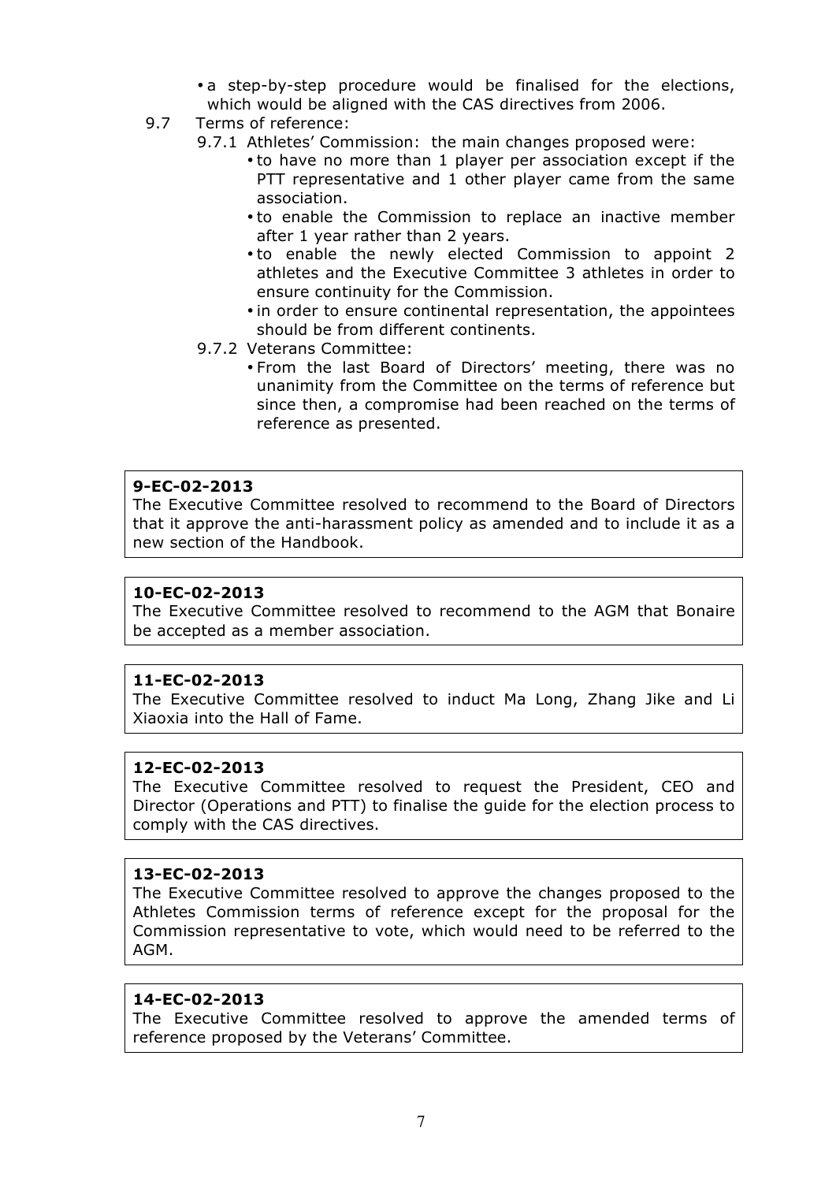- a step-by-step procedure would be finalised for the elections, which would be aligned with the CAS directives from 2006.

9.7 Terms of reference:

9.7.1 Athletes' Commission: the main changes proposed were:

- to have no more than 1 player per association except if the PTT representative and 1 other player came from the same association.
- to enable the Commission to replace an inactive member after 1 year rather than 2 years.
- to enable the newly elected Commission to appoint 2 athletes and the Executive Committee 3 athletes in order to ensure continuity for the Commission.
- in order to ensure continental representation, the appointees should be from different continents.

9.7.2 Veterans Committee:

- From the last Board of Directors' meeting, there was no unanimity from the Committee on the terms of reference but since then, a compromise had been reached on the terms of reference as presented.

**9-EC-02-2013**
The Executive Committee resolved to recommend to the Board of Directors that it approve the anti-harassment policy as amended and to include it as a new section of the Handbook.

**10-EC-02-2013**
The Executive Committee resolved to recommend to the AGM that Bonaire be accepted as a member association.

**11-EC-02-2013**
The Executive Committee resolved to induct Ma Long, Zhang Jike and Li Xiaoxia into the Hall of Fame.

**12-EC-02-2013**
The Executive Committee resolved to request the President, CEO and Director (Operations and PTT) to finalise the guide for the election process to comply with the CAS directives.

**13-EC-02-2013**
The Executive Committee resolved to approve the changes proposed to the Athletes Commission terms of reference except for the proposal for the Commission representative to vote, which would need to be referred to the AGM.

**14-EC-02-2013**
The Executive Committee resolved to approve the amended terms of reference proposed by the Veterans' Committee.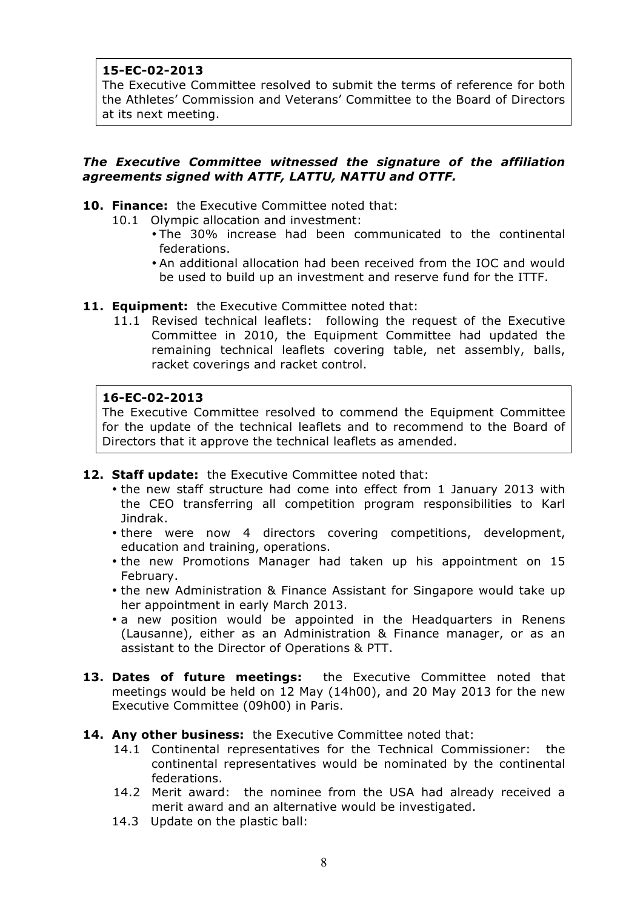**15-EC-02-2013**
The Executive Committee resolved to submit the terms of reference for both the Athletes' Commission and Veterans' Committee to the Board of Directors at its next meeting.

***The Executive Committee witnessed the signature of the affiliation agreements signed with ATTF, LATTU, NATTU and OTTF.***

**10. Finance:** the Executive Committee noted that:

10.1 Olympic allocation and investment:

- The 30% increase had been communicated to the continental federations.
- An additional allocation had been received from the IOC and would be used to build up an investment and reserve fund for the ITTF.

**11. Equipment:** the Executive Committee noted that:

11.1 Revised technical leaflets: following the request of the Executive Committee in 2010, the Equipment Committee had updated the remaining technical leaflets covering table, net assembly, balls, racket coverings and racket control.

**16-EC-02-2013**
The Executive Committee resolved to commend the Equipment Committee for the update of the technical leaflets and to recommend to the Board of Directors that it approve the technical leaflets as amended.

**12. Staff update:** the Executive Committee noted that:

- the new staff structure had come into effect from 1 January 2013 with the CEO transferring all competition program responsibilities to Karl Jindrak.
- there were now 4 directors covering competitions, development, education and training, operations.
- the new Promotions Manager had taken up his appointment on 15 February.
- the new Administration & Finance Assistant for Singapore would take up her appointment in early March 2013.
- a new position would be appointed in the Headquarters in Renens (Lausanne), either as an Administration & Finance manager, or as an assistant to the Director of Operations & PTT.

**13. Dates of future meetings:** the Executive Committee noted that meetings would be held on 12 May (14h00), and 20 May 2013 for the new Executive Committee (09h00) in Paris.

**14. Any other business:** the Executive Committee noted that:

14.1 Continental representatives for the Technical Commissioner: the continental representatives would be nominated by the continental federations.

14.2 Merit award: the nominee from the USA had already received a merit award and an alternative would be investigated.

14.3 Update on the plastic ball: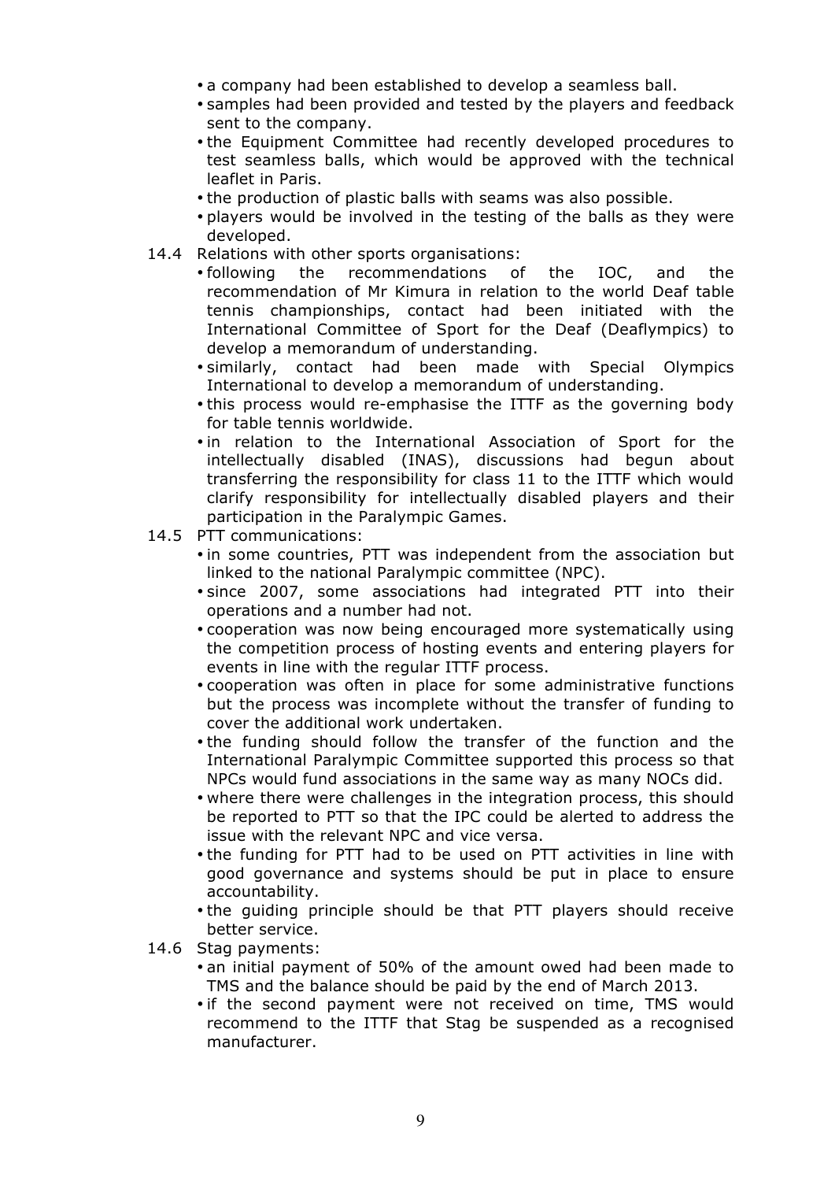- a company had been established to develop a seamless ball.
- samples had been provided and tested by the players and feedback sent to the company.
- the Equipment Committee had recently developed procedures to test seamless balls, which would be approved with the technical leaflet in Paris.
- the production of plastic balls with seams was also possible.
- players would be involved in the testing of the balls as they were developed.

14.4 Relations with other sports organisations:
- following the recommendations of the IOC, and the recommendation of Mr Kimura in relation to the world Deaf table tennis championships, contact had been initiated with the International Committee of Sport for the Deaf (Deaflympics) to develop a memorandum of understanding.
- similarly, contact had been made with Special Olympics International to develop a memorandum of understanding.
- this process would re-emphasise the ITTF as the governing body for table tennis worldwide.
- in relation to the International Association of Sport for the intellectually disabled (INAS), discussions had begun about transferring the responsibility for class 11 to the ITTF which would clarify responsibility for intellectually disabled players and their participation in the Paralympic Games.

14.5 PTT communications:
- in some countries, PTT was independent from the association but linked to the national Paralympic committee (NPC).
- since 2007, some associations had integrated PTT into their operations and a number had not.
- cooperation was now being encouraged more systematically using the competition process of hosting events and entering players for events in line with the regular ITTF process.
- cooperation was often in place for some administrative functions but the process was incomplete without the transfer of funding to cover the additional work undertaken.
- the funding should follow the transfer of the function and the International Paralympic Committee supported this process so that NPCs would fund associations in the same way as many NOCs did.
- where there were challenges in the integration process, this should be reported to PTT so that the IPC could be alerted to address the issue with the relevant NPC and vice versa.
- the funding for PTT had to be used on PTT activities in line with good governance and systems should be put in place to ensure accountability.
- the guiding principle should be that PTT players should receive better service.

14.6 Stag payments:
- an initial payment of 50% of the amount owed had been made to TMS and the balance should be paid by the end of March 2013.
- if the second payment were not received on time, TMS would recommend to the ITTF that Stag be suspended as a recognised manufacturer.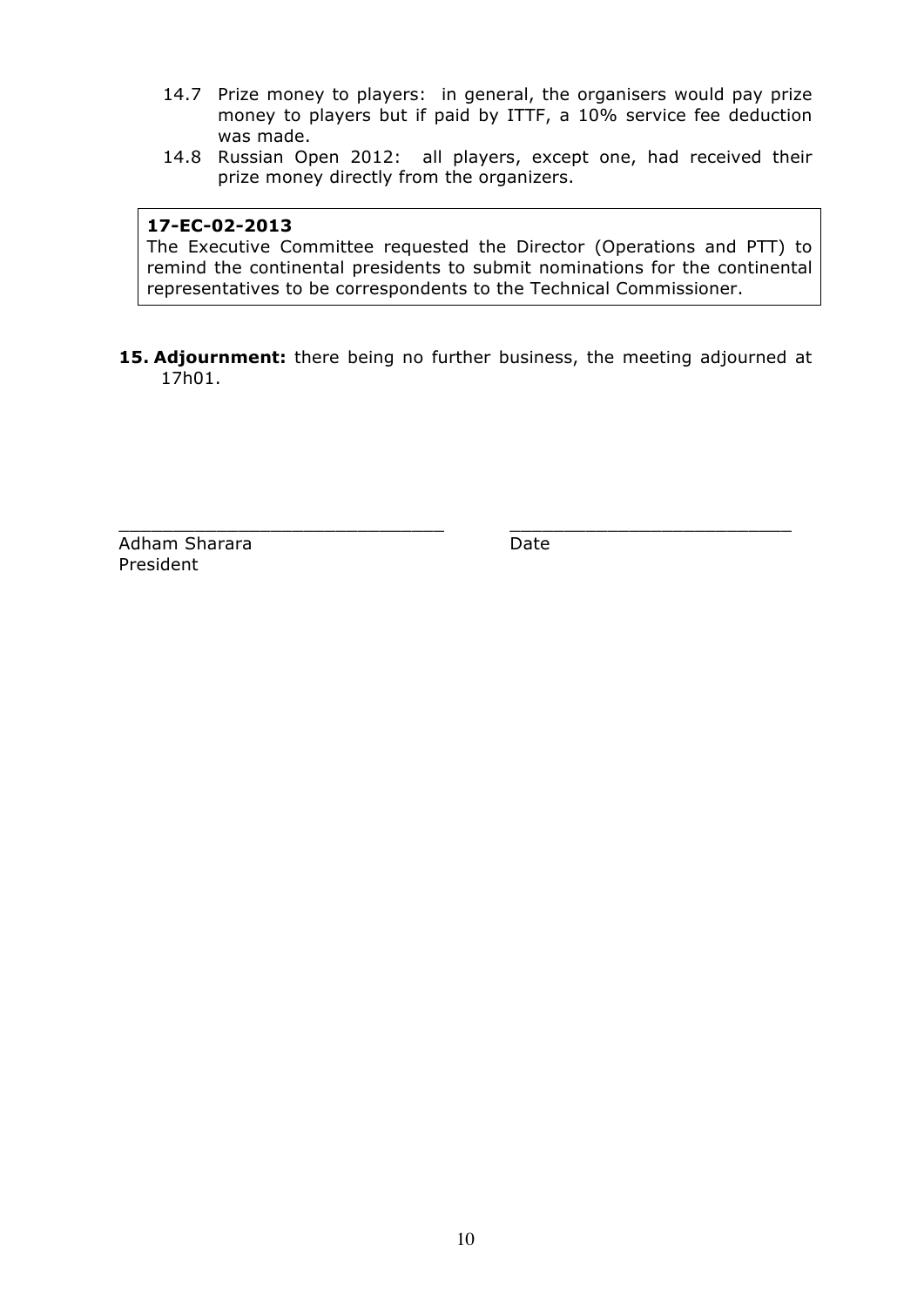14.7 Prize money to players: in general, the organisers would pay prize money to players but if paid by ITTF, a 10% service fee deduction was made.

14.8 Russian Open 2012: all players, except one, had received their prize money directly from the organizers.

> **17-EC-02-2013**
> The Executive Committee requested the Director (Operations and PTT) to remind the continental presidents to submit nominations for the continental representatives to be correspondents to the Technical Commissioner.

**15. Adjournment:** there being no further business, the meeting adjourned at 17h01.

______________________________ ______________________________

Adham Sharara Date

President